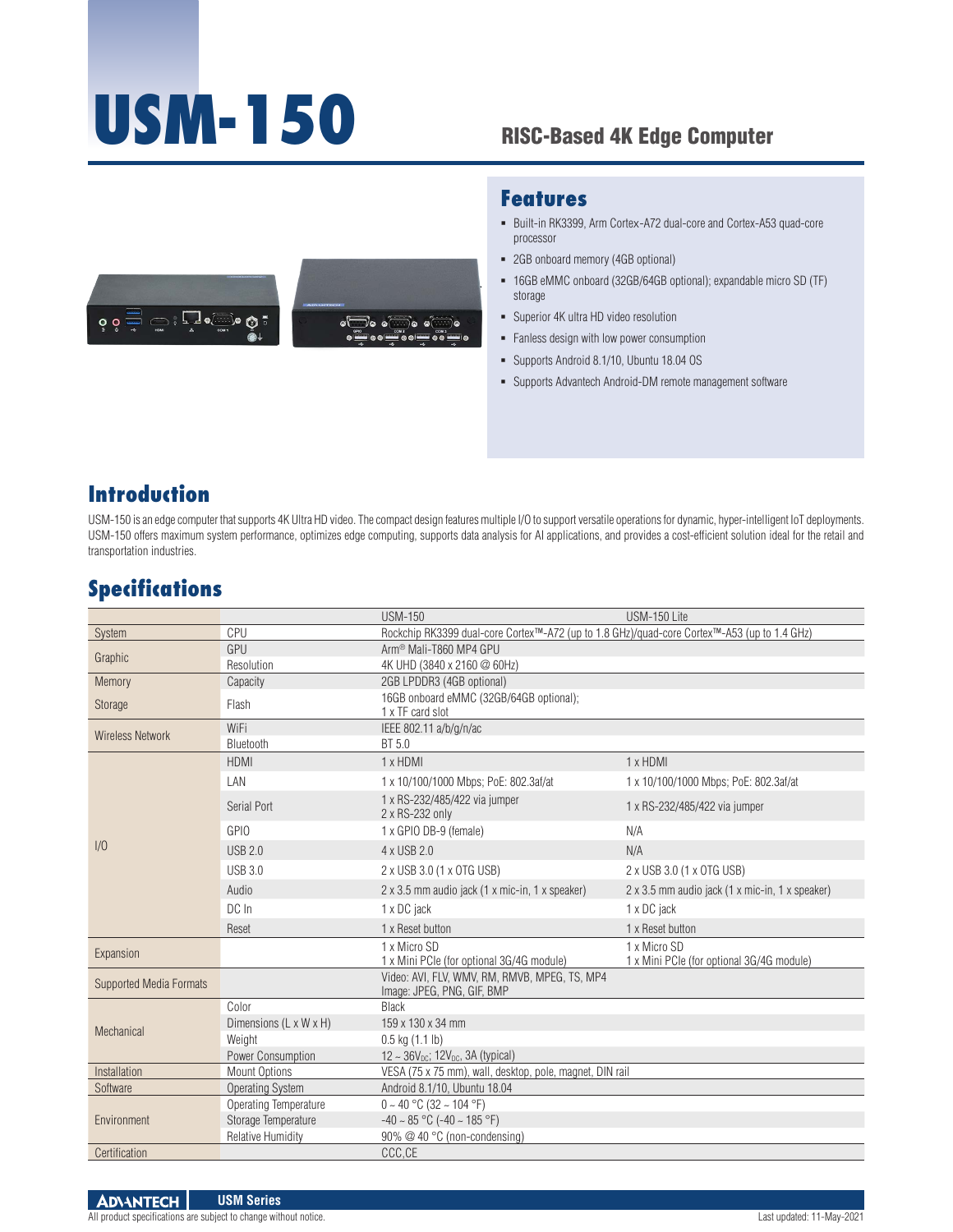# USM-150

## RISC-Based 4K Edge Computer

## Features

- Built-in RK3399, Arm Cortex-A72 dual-core and Cortex-A53 quad-core processor
- 2GB onboard memory (4GB optional)
- 16GB eMMC onboard (32GB/64GB optional); expandable micro SD (TF) storage
- Superior 4K ultra HD video resolution
- Fanless design with low power consumption
- Supports Android 8.1/10, Ubuntu 18.04 OS
- Supports Advantech Android-DM remote management software

## Introduction

USM-150 is an edge computer that supports 4K Ultra HD video. The compact design features multiple I/O to support versatile operations for dynamic, hyper-intelligent IoT deployments. USM-150 offers maximum system performance, optimizes edge computing, supports data analysis for AI applications, and provides a cost-efficient solution ideal for the retail and transportation industries.

## Specifications

| | | USM-150 | USM-150 Lite |
|---|---|---|---|
| System | CPU | Rockchip RK3399 dual-core Cortex™-A72 (up to 1.8 GHz)/quad-core Cortex™-A53 (up to 1.4 GHz) | |
| Graphic | GPU | Arm® Mali-T860 MP4 GPU | |
| | Resolution | 4K UHD (3840 x 2160 @ 60Hz) | |
| Memory | Capacity | 2GB LPDDR3 (4GB optional) | |
| Storage | Flash | 16GB onboard eMMC (32GB/64GB optional); 1 x TF card slot | |
| Wireless Network | WiFi | IEEE 802.11 a/b/g/n/ac | |
| | Bluetooth | BT 5.0 | |
| I/O | HDMI | 1 x HDMI | 1 x HDMI |
| | LAN | 1 x 10/100/1000 Mbps; PoE: 802.3af/at | 1 x 10/100/1000 Mbps; PoE: 802.3af/at |
| | Serial Port | 1 x RS-232/485/422 via jumper<br>2 x RS-232 only | 1 x RS-232/485/422 via jumper |
| | GPIO | 1 x GPIO DB-9 (female) | N/A |
| | USB 2.0 | 4 x USB 2.0 | N/A |
| | USB 3.0 | 2 x USB 3.0 (1 x OTG USB) | 2 x USB 3.0 (1 x OTG USB) |
| | Audio | 2 x 3.5 mm audio jack (1 x mic-in, 1 x speaker) | 2 x 3.5 mm audio jack (1 x mic-in, 1 x speaker) |
| | DC In | 1 x DC jack | 1 x DC jack |
| | Reset | 1 x Reset button | 1 x Reset button |
| Expansion | | 1 x Micro SD<br>1 x Mini PCIe (for optional 3G/4G module) | 1 x Micro SD<br>1 x Mini PCIe (for optional 3G/4G module) |
| Supported Media Formats | | Video: AVI, FLV, WMV, RM, RMVB, MPEG, TS, MP4<br>Image: JPEG, PNG, GIF, BMP | |
| Mechanical | Color | Black | |
| | Dimensions (L x W x H) | 159 x 130 x 34 mm | |
| | Weight | 0.5 kg (1.1 lb) | |
| | Power Consumption | 12 ~ 36$V_{DC}$; 12$V_{DC}$, 3A (typical) | |
| Installation | Mount Options | VESA (75 x 75 mm), wall, desktop, pole, magnet, DIN rail | |
| Software | Operating System | Android 8.1/10, Ubuntu 18.04 | |
| Environment | Operating Temperature | 0 ~ 40 °C (32 ~ 104 °F) | |
| | Storage Temperature | -40 ~ 85 °C (-40 ~ 185 °F) | |
| | Relative Humidity | 90% @ 40 °C (non-condensing) | |
| Certification | | CCC,CE | |

All product specifications are subject to change without notice.

Last updated: 11-May-2021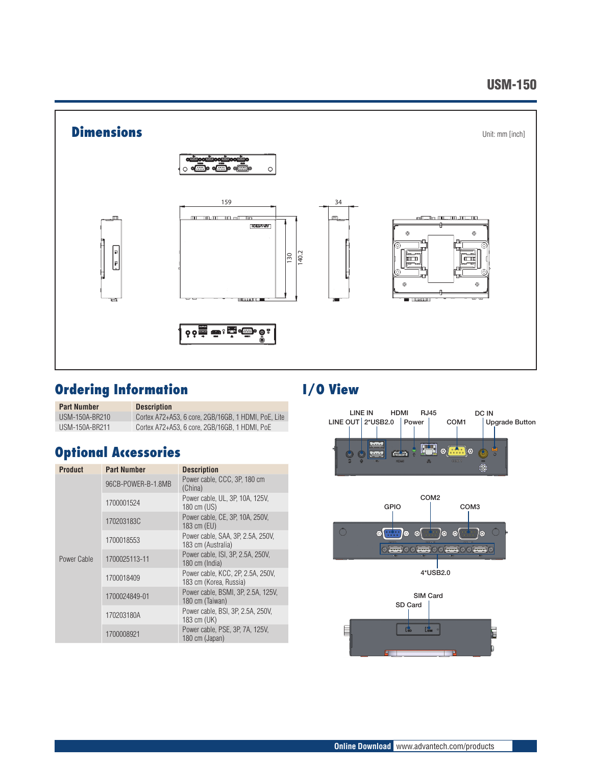## Dimensions

Unit: mm [inch]

159

34

130

140.2

## Ordering Information

| Part Number | Description |
|---|---|
| USM-150A-BR210 | Cortex A72+A53, 6 core, 2GB/16GB, 1 HDMI, PoE, Lite |
| USM-150A-BR211 | Cortex A72+A53, 6 core, 2GB/16GB, 1 HDMI, PoE |

## Optional Accessories

| Product | Part Number | Description |
|---|---|---|
| Power Cable | 96CB-POWER-B-1.8MB | Power cable, CCC, 3P, 180 cm (China) |
| | 1700001524 | Power cable, UL, 3P, 10A, 125V, 180 cm (US) |
| | 170203183C | Power cable, CE, 3P, 10A, 250V, 183 cm (EU) |
| | 1700018553 | Power cable, SAA, 3P, 2.5A, 250V, 183 cm (Australia) |
| | 1700025113-11 | Power cable, ISI, 3P, 2.5A, 250V, 180 cm (India) |
| | 1700018409 | Power cable, KCC, 2P, 2.5A, 250V, 183 cm (Korea, Russia) |
| | 1700024849-01 | Power cable, BSMI, 3P, 2.5A, 125V, 180 cm (Taiwan) |
| | 170203180A | Power cable, BSI, 3P, 2.5A, 250V, 183 cm (UK) |
| | 1700008921 | Power cable, PSE, 3P, 7A, 125V, 180 cm (Japan) |

## I/O View

LINE IN
LINE OUT
2*USB2.0
HDMI
Power
RJ45
COM1
DC IN
Upgrade Button

GPIO
COM2
COM3
4*USB2.0

SIM Card
SD Card